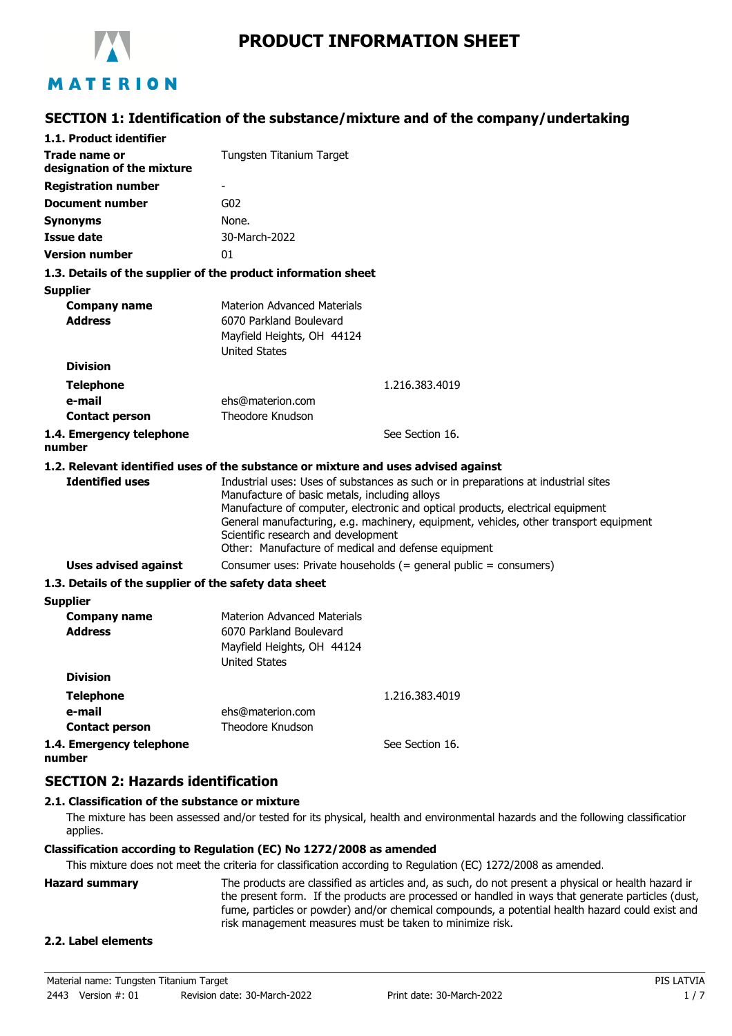# PRODUCT INFORMATION SHEET

## SECTION 1: Identification of the substance/mixture and of the company/undertaking

### 1.1. Product identifier

| | |
|---|---|
| **Trade name or designation of the mixture** | Tungsten Titanium Target |
| **Registration number** | - |
| **Document number** | G02 |
| **Synonyms** | None. |
| **Issue date** | 30-March-2022 |
| **Version number** | 01 |

### 1.3. Details of the supplier of the product information sheet

**Supplier**

| | |
|---|---|
| **Company name** | Materion Advanced Materials |
| **Address** | 6070 Parkland Boulevard<br>Mayfield Heights, OH 44124<br>United States |
| **Division** | |
| **Telephone** | 1.216.383.4019 |
| **e-mail** | ehs@materion.com |
| **Contact person** | Theodore Knudson |
| **1.4. Emergency telephone number** | See Section 16. |

### 1.2. Relevant identified uses of the substance or mixture and uses advised against

**Identified uses**

Industrial uses: Uses of substances as such or in preparations at industrial sites
Manufacture of basic metals, including alloys
Manufacture of computer, electronic and optical products, electrical equipment
General manufacturing, e.g. machinery, equipment, vehicles, other transport equipment
Scientific research and development
Other: Manufacture of medical and defense equipment

**Uses advised against**

Consumer uses: Private households (= general public = consumers)

### 1.3. Details of the supplier of the safety data sheet

**Supplier**

| | |
|---|---|
| **Company name** | Materion Advanced Materials |
| **Address** | 6070 Parkland Boulevard<br>Mayfield Heights, OH 44124<br>United States |
| **Division** | |
| **Telephone** | 1.216.383.4019 |
| **e-mail** | ehs@materion.com |
| **Contact person** | Theodore Knudson |
| **1.4. Emergency telephone number** | See Section 16. |

## SECTION 2: Hazards identification

### 2.1. Classification of the substance or mixture

The mixture has been assessed and/or tested for its physical, health and environmental hazards and the following classification applies.

**Classification according to Regulation (EC) No 1272/2008 as amended**

This mixture does not meet the criteria for classification according to Regulation (EC) 1272/2008 as amended.

**Hazard summary**

The products are classified as articles and, as such, do not present a physical or health hazard in the present form. If the products are processed or handled in ways that generate particles (dust, fume, particles or powder) and/or chemical compounds, a potential health hazard could exist and risk management measures must be taken to minimize risk.

### 2.2. Label elements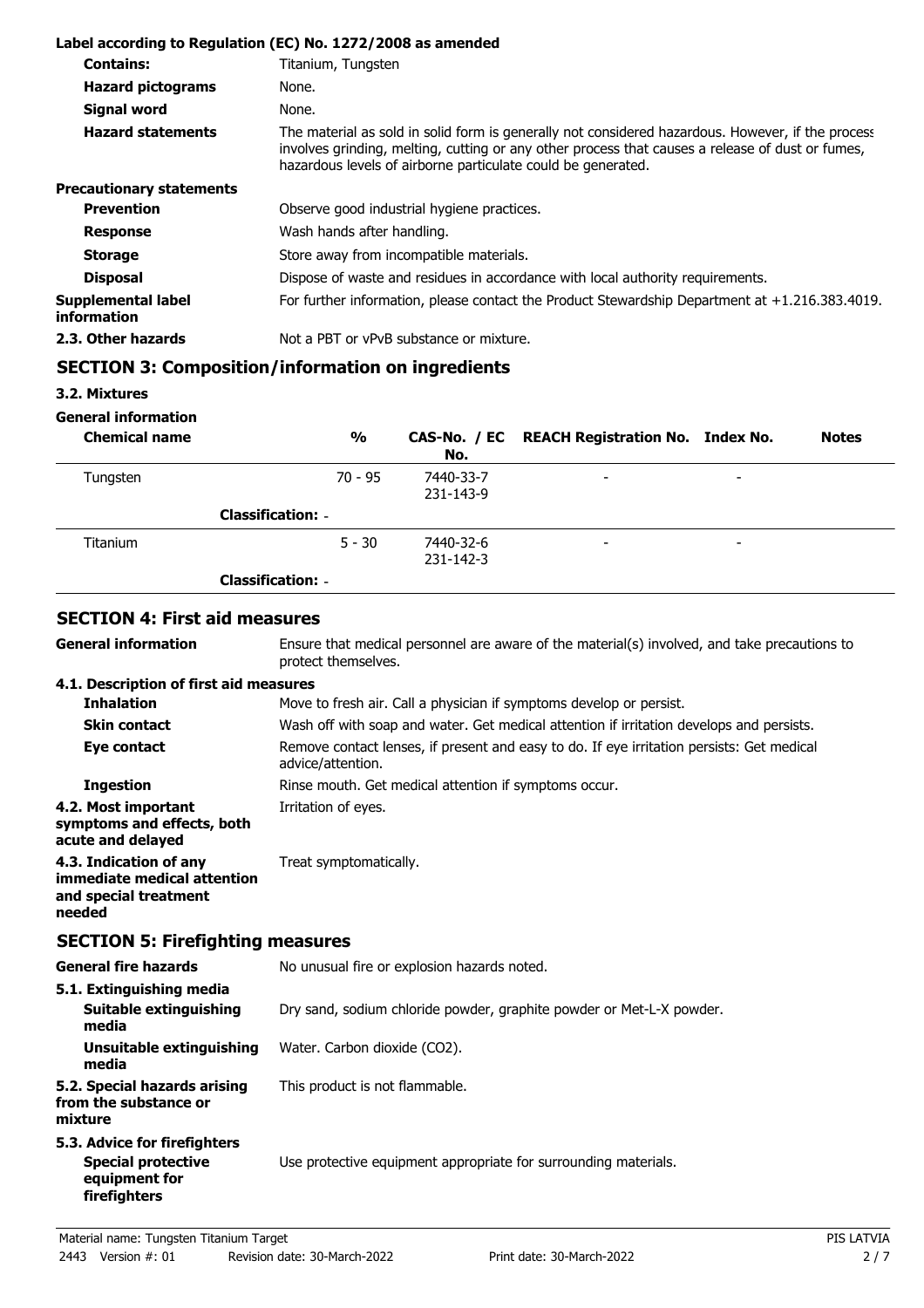**Label according to Regulation (EC) No. 1272/2008 as amended**

| | |
|---|---|
| **Contains:** | Titanium, Tungsten |
| **Hazard pictograms** | None. |
| **Signal word** | None. |
| **Hazard statements** | The material as sold in solid form is generally not considered hazardous. However, if the process involves grinding, melting, cutting or any other process that causes a release of dust or fumes, hazardous levels of airborne particulate could be generated. |

**Precautionary statements**

| | |
|---|---|
| **Prevention** | Observe good industrial hygiene practices. |
| **Response** | Wash hands after handling. |
| **Storage** | Store away from incompatible materials. |
| **Disposal** | Dispose of waste and residues in accordance with local authority requirements. |
| **Supplemental label information** | For further information, please contact the Product Stewardship Department at +1.216.383.4019. |
| **2.3. Other hazards** | Not a PBT or vPvB substance or mixture. |

## SECTION 3: Composition/information on ingredients

**3.2. Mixtures**

**General information**

| Chemical name | % | CAS-No. / EC No. | REACH Registration No. | Index No. | Notes |
|---|---|---|---|---|---|
| Tungsten | 70 - 95 | 7440-33-7 231-143-9 | - | - | |
| **Classification:** - | | | | | |
| Titanium | 5 - 30 | 7440-32-6 231-142-3 | - | - | |
| **Classification:** - | | | | | |

## SECTION 4: First aid measures

| | |
|---|---|
| **General information** | Ensure that medical personnel are aware of the material(s) involved, and take precautions to protect themselves. |

**4.1. Description of first aid measures**

| | |
|---|---|
| **Inhalation** | Move to fresh air. Call a physician if symptoms develop or persist. |
| **Skin contact** | Wash off with soap and water. Get medical attention if irritation develops and persists. |
| **Eye contact** | Remove contact lenses, if present and easy to do. If eye irritation persists: Get medical advice/attention. |
| **Ingestion** | Rinse mouth. Get medical attention if symptoms occur. |
| **4.2. Most important symptoms and effects, both acute and delayed** | Irritation of eyes. |
| **4.3. Indication of any immediate medical attention and special treatment needed** | Treat symptomatically. |

## SECTION 5: Firefighting measures

| | |
|---|---|
| **General fire hazards** | No unusual fire or explosion hazards noted. |

**5.1. Extinguishing media**

| | |
|---|---|
| **Suitable extinguishing media** | Dry sand, sodium chloride powder, graphite powder or Met-L-X powder. |
| **Unsuitable extinguishing media** | Water. Carbon dioxide ($CO_2$). |
| **5.2. Special hazards arising from the substance or mixture** | This product is not flammable. |

**5.3. Advice for firefighters**

| | |
|---|---|
| **Special protective equipment for firefighters** | Use protective equipment appropriate for surrounding materials. |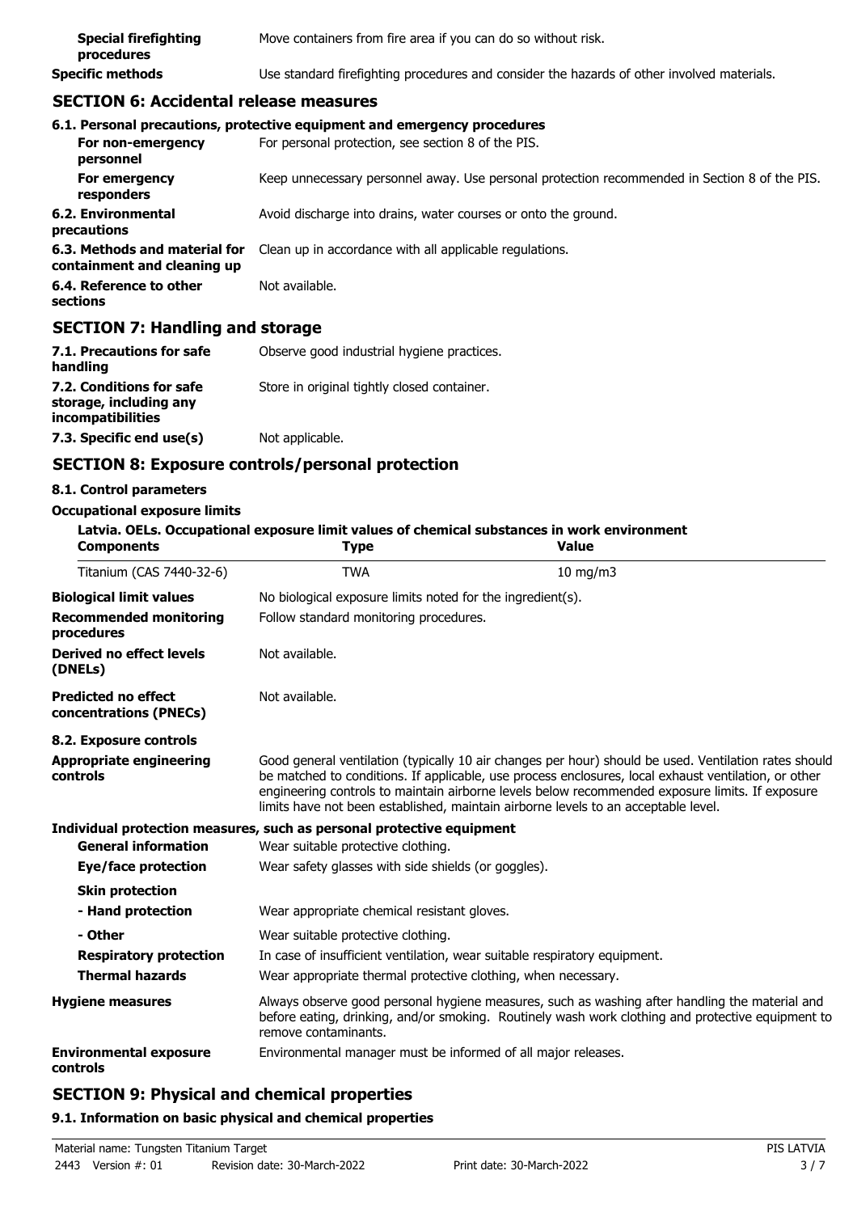| | |
|---|---|
| **Special firefighting procedures** | Move containers from fire area if you can do so without risk. |
| **Specific methods** | Use standard firefighting procedures and consider the hazards of other involved materials. |

## SECTION 6: Accidental release measures

### 6.1. Personal precautions, protective equipment and emergency procedures

| | |
|---|---|
| **For non-emergency personnel** | For personal protection, see section 8 of the PIS. |
| **For emergency responders** | Keep unnecessary personnel away. Use personal protection recommended in Section 8 of the PIS. |
| **6.2. Environmental precautions** | Avoid discharge into drains, water courses or onto the ground. |
| **6.3. Methods and material for containment and cleaning up** | Clean up in accordance with all applicable regulations. |
| **6.4. Reference to other sections** | Not available. |

## SECTION 7: Handling and storage

| | |
|---|---|
| **7.1. Precautions for safe handling** | Observe good industrial hygiene practices. |
| **7.2. Conditions for safe storage, including any incompatibilities** | Store in original tightly closed container. |
| **7.3. Specific end use(s)** | Not applicable. |

## SECTION 8: Exposure controls/personal protection

### 8.1. Control parameters

**Occupational exposure limits**

**Latvia. OELs. Occupational exposure limit values of chemical substances in work environment**

| Components | Type | Value |
|---|---|---|
| Titanium (CAS 7440-32-6) | TWA | 10 mg/m3 |

| | |
|---|---|
| **Biological limit values** | No biological exposure limits noted for the ingredient(s). |
| **Recommended monitoring procedures** | Follow standard monitoring procedures. |
| **Derived no effect levels (DNELs)** | Not available. |
| **Predicted no effect concentrations (PNECs)** | Not available. |

### 8.2. Exposure controls

| | |
|---|---|
| **Appropriate engineering controls** | Good general ventilation (typically 10 air changes per hour) should be used. Ventilation rates should be matched to conditions. If applicable, use process enclosures, local exhaust ventilation, or other engineering controls to maintain airborne levels below recommended exposure limits. If exposure limits have not been established, maintain airborne levels to an acceptable level. |

**Individual protection measures, such as personal protective equipment**

| | |
|---|---|
| **General information** | Wear suitable protective clothing. |
| **Eye/face protection** | Wear safety glasses with side shields (or goggles). |
| **Skin protection** | |
| **- Hand protection** | Wear appropriate chemical resistant gloves. |
| **- Other** | Wear suitable protective clothing. |
| **Respiratory protection** | In case of insufficient ventilation, wear suitable respiratory equipment. |
| **Thermal hazards** | Wear appropriate thermal protective clothing, when necessary. |
| **Hygiene measures** | Always observe good personal hygiene measures, such as washing after handling the material and before eating, drinking, and/or smoking. Routinely wash work clothing and protective equipment to remove contaminants. |
| **Environmental exposure controls** | Environmental manager must be informed of all major releases. |

## SECTION 9: Physical and chemical properties

### 9.1. Information on basic physical and chemical properties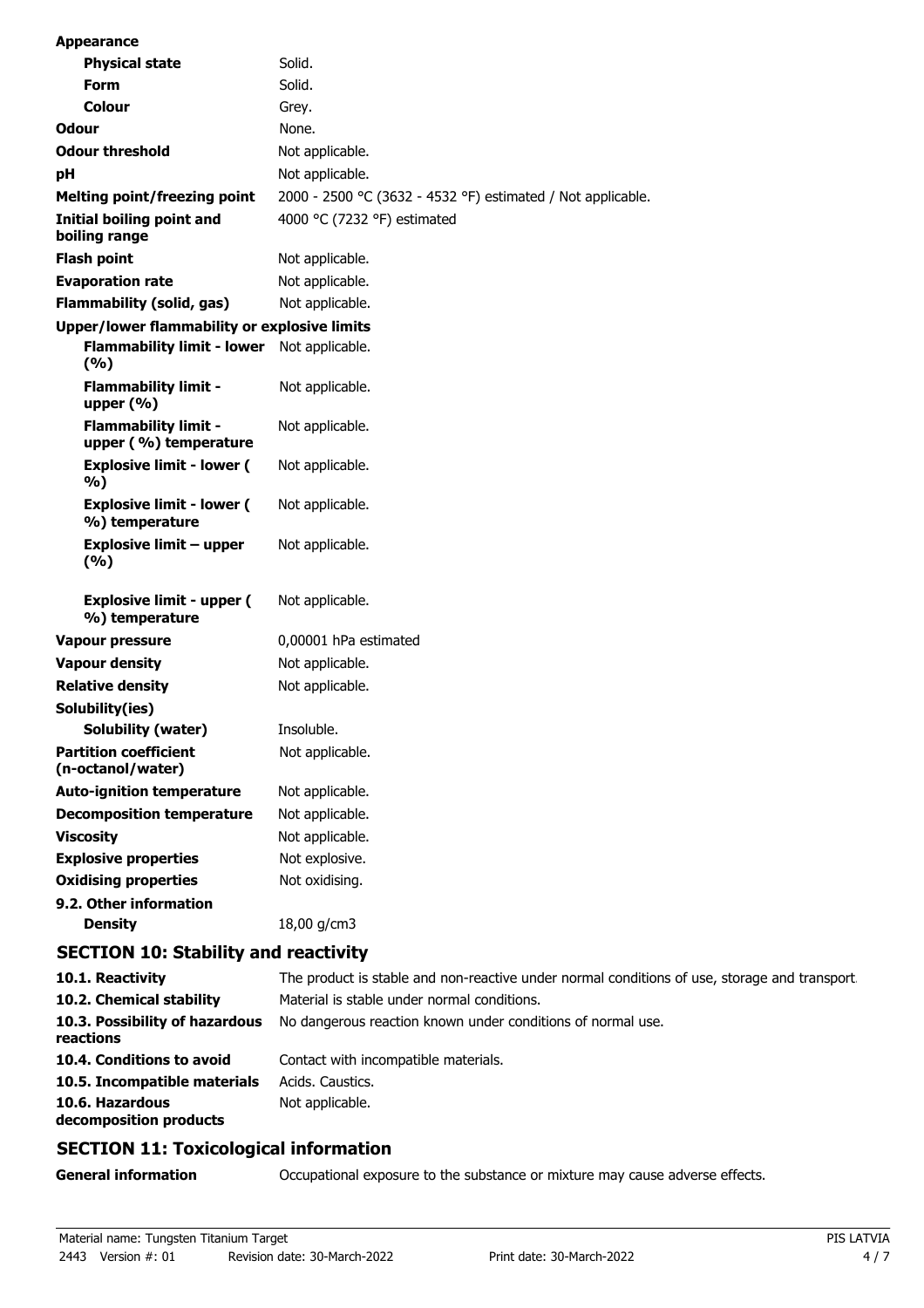| | |
|---|---|
| **Appearance** | |
| **Physical state** | Solid. |
| **Form** | Solid. |
| **Colour** | Grey. |
| **Odour** | None. |
| **Odour threshold** | Not applicable. |
| **pH** | Not applicable. |
| **Melting point/freezing point** | 2000 - 2500 °C (3632 - 4532 °F) estimated / Not applicable. |
| **Initial boiling point and boiling range** | 4000 °C (7232 °F) estimated |
| **Flash point** | Not applicable. |
| **Evaporation rate** | Not applicable. |
| **Flammability (solid, gas)** | Not applicable. |
| **Upper/lower flammability or explosive limits** | |
| **Flammability limit - lower (%)** | Not applicable. |
| **Flammability limit - upper (%)** | Not applicable. |
| **Flammability limit - upper ( %) temperature** | Not applicable. |
| **Explosive limit - lower ( %)** | Not applicable. |
| **Explosive limit - lower ( %) temperature** | Not applicable. |
| **Explosive limit – upper (%)** | Not applicable. |
| **Explosive limit - upper ( %) temperature** | Not applicable. |
| **Vapour pressure** | 0,00001 hPa estimated |
| **Vapour density** | Not applicable. |
| **Relative density** | Not applicable. |
| **Solubility(ies)** | |
| **Solubility (water)** | Insoluble. |
| **Partition coefficient (n-octanol/water)** | Not applicable. |
| **Auto-ignition temperature** | Not applicable. |
| **Decomposition temperature** | Not applicable. |
| **Viscosity** | Not applicable. |
| **Explosive properties** | Not explosive. |
| **Oxidising properties** | Not oxidising. |
| **9.2. Other information** | |
| **Density** | 18,00 g/cm3 |

## SECTION 10: Stability and reactivity

| | |
|---|---|
| **10.1. Reactivity** | The product is stable and non-reactive under normal conditions of use, storage and transport. |
| **10.2. Chemical stability** | Material is stable under normal conditions. |
| **10.3. Possibility of hazardous reactions** | No dangerous reaction known under conditions of normal use. |
| **10.4. Conditions to avoid** | Contact with incompatible materials. |
| **10.5. Incompatible materials** | Acids. Caustics. |
| **10.6. Hazardous decomposition products** | Not applicable. |

## SECTION 11: Toxicological information

| | |
|---|---|
| **General information** | Occupational exposure to the substance or mixture may cause adverse effects. |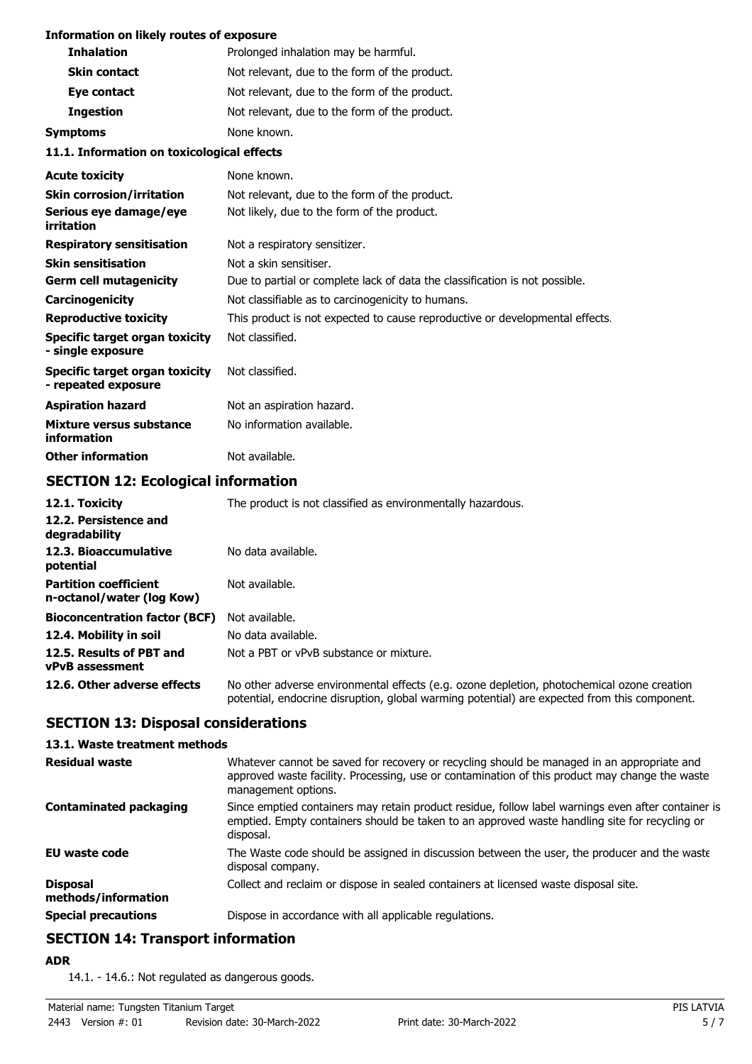**Information on likely routes of exposure**

| | |
|---|---|
| **Inhalation** | Prolonged inhalation may be harmful. |
| **Skin contact** | Not relevant, due to the form of the product. |
| **Eye contact** | Not relevant, due to the form of the product. |
| **Ingestion** | Not relevant, due to the form of the product. |
| **Symptoms** | None known. |

**11.1. Information on toxicological effects**

| | |
|---|---|
| **Acute toxicity** | None known. |
| **Skin corrosion/irritation** | Not relevant, due to the form of the product. |
| **Serious eye damage/eye irritation** | Not likely, due to the form of the product. |
| **Respiratory sensitisation** | Not a respiratory sensitizer. |
| **Skin sensitisation** | Not a skin sensitiser. |
| **Germ cell mutagenicity** | Due to partial or complete lack of data the classification is not possible. |
| **Carcinogenicity** | Not classifiable as to carcinogenicity to humans. |
| **Reproductive toxicity** | This product is not expected to cause reproductive or developmental effects. |
| **Specific target organ toxicity - single exposure** | Not classified. |
| **Specific target organ toxicity - repeated exposure** | Not classified. |
| **Aspiration hazard** | Not an aspiration hazard. |
| **Mixture versus substance information** | No information available. |
| **Other information** | Not available. |

## SECTION 12: Ecological information

| | |
|---|---|
| **12.1. Toxicity** | The product is not classified as environmentally hazardous. |
| **12.2. Persistence and degradability** | |
| **12.3. Bioaccumulative potential** | No data available. |
| **Partition coefficient n-octanol/water (log Kow)** | Not available. |
| **Bioconcentration factor (BCF)** | Not available. |
| **12.4. Mobility in soil** | No data available. |
| **12.5. Results of PBT and vPvB assessment** | Not a PBT or vPvB substance or mixture. |
| **12.6. Other adverse effects** | No other adverse environmental effects (e.g. ozone depletion, photochemical ozone creation potential, endocrine disruption, global warming potential) are expected from this component. |

## SECTION 13: Disposal considerations

**13.1. Waste treatment methods**

| | |
|---|---|
| **Residual waste** | Whatever cannot be saved for recovery or recycling should be managed in an appropriate and approved waste facility. Processing, use or contamination of this product may change the waste management options. |
| **Contaminated packaging** | Since emptied containers may retain product residue, follow label warnings even after container is emptied. Empty containers should be taken to an approved waste handling site for recycling or disposal. |
| **EU waste code** | The Waste code should be assigned in discussion between the user, the producer and the waste disposal company. |
| **Disposal methods/information** | Collect and reclaim or dispose in sealed containers at licensed waste disposal site. |
| **Special precautions** | Dispose in accordance with all applicable regulations. |

## SECTION 14: Transport information

**ADR**

14.1. - 14.6.: Not regulated as dangerous goods.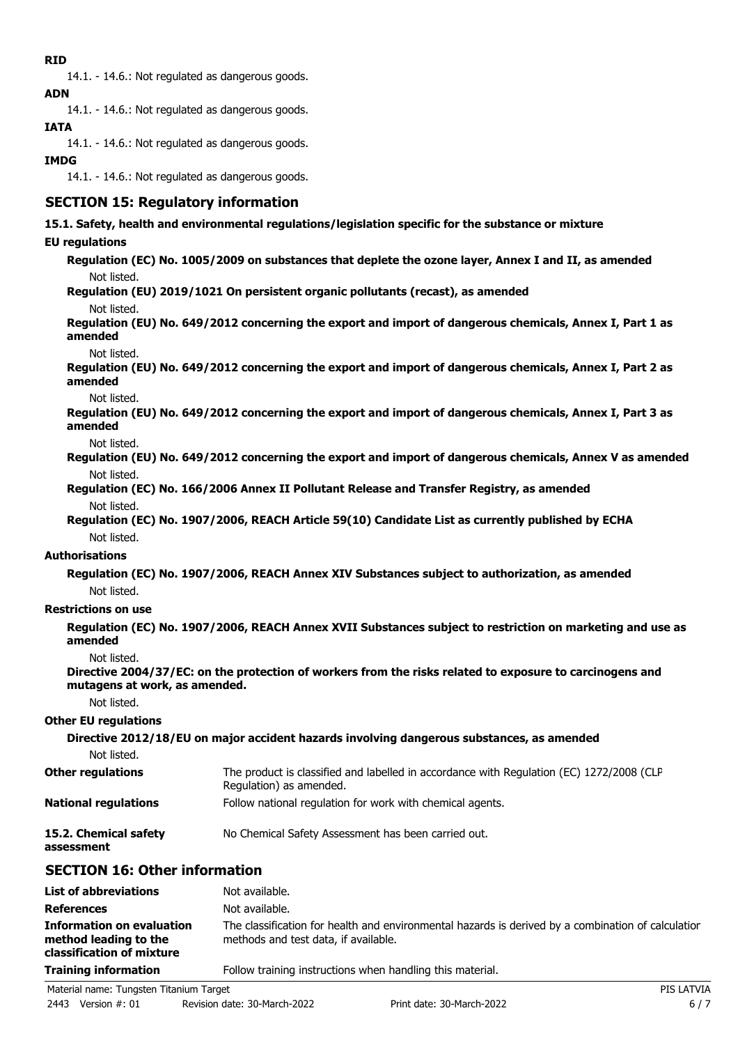**RID**

14.1. - 14.6.: Not regulated as dangerous goods.

**ADN**

14.1. - 14.6.: Not regulated as dangerous goods.

**IATA**

14.1. - 14.6.: Not regulated as dangerous goods.

**IMDG**

14.1. - 14.6.: Not regulated as dangerous goods.

## SECTION 15: Regulatory information

**15.1. Safety, health and environmental regulations/legislation specific for the substance or mixture**

**EU regulations**

**Regulation (EC) No. 1005/2009 on substances that deplete the ozone layer, Annex I and II, as amended**

Not listed.

**Regulation (EU) 2019/1021 On persistent organic pollutants (recast), as amended**

Not listed.

**Regulation (EU) No. 649/2012 concerning the export and import of dangerous chemicals, Annex I, Part 1 as amended**

Not listed.

**Regulation (EU) No. 649/2012 concerning the export and import of dangerous chemicals, Annex I, Part 2 as amended**

Not listed.

**Regulation (EU) No. 649/2012 concerning the export and import of dangerous chemicals, Annex I, Part 3 as amended**

Not listed.

**Regulation (EU) No. 649/2012 concerning the export and import of dangerous chemicals, Annex V as amended**

Not listed.

**Regulation (EC) No. 166/2006 Annex II Pollutant Release and Transfer Registry, as amended**

Not listed.

**Regulation (EC) No. 1907/2006, REACH Article 59(10) Candidate List as currently published by ECHA**

Not listed.

**Authorisations**

**Regulation (EC) No. 1907/2006, REACH Annex XIV Substances subject to authorization, as amended**

Not listed.

**Restrictions on use**

**Regulation (EC) No. 1907/2006, REACH Annex XVII Substances subject to restriction on marketing and use as amended**

Not listed.

**Directive 2004/37/EC: on the protection of workers from the risks related to exposure to carcinogens and mutagens at work, as amended.**

Not listed.

**Other EU regulations**

**Directive 2012/18/EU on major accident hazards involving dangerous substances, as amended**

Not listed.

**Other regulations** The product is classified and labelled in accordance with Regulation (EC) 1272/2008 (CLP Regulation) as amended.

**National regulations** Follow national regulation for work with chemical agents.

**15.2. Chemical safety assessment** No Chemical Safety Assessment has been carried out.

## SECTION 16: Other information

**List of abbreviations** Not available.

**References** Not available.

**Information on evaluation method leading to the classification of mixture** The classification for health and environmental hazards is derived by a combination of calculation methods and test data, if available.

**Training information** Follow training instructions when handling this material.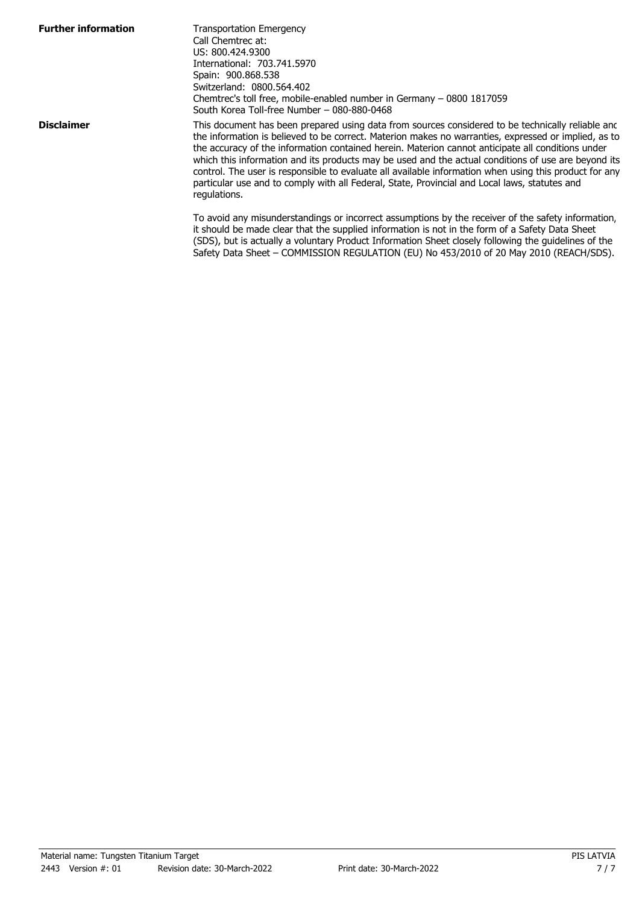**Further information**

Transportation Emergency
Call Chemtrec at:
US: 800.424.9300
International: 703.741.5970
Spain: 900.868.538
Switzerland: 0800.564.402
Chemtrec's toll free, mobile-enabled number in Germany – 0800 1817059
South Korea Toll-free Number – 080-880-0468

**Disclaimer**

This document has been prepared using data from sources considered to be technically reliable and the information is believed to be correct. Materion makes no warranties, expressed or implied, as to the accuracy of the information contained herein. Materion cannot anticipate all conditions under which this information and its products may be used and the actual conditions of use are beyond its control. The user is responsible to evaluate all available information when using this product for any particular use and to comply with all Federal, State, Provincial and Local laws, statutes and regulations.

To avoid any misunderstandings or incorrect assumptions by the receiver of the safety information, it should be made clear that the supplied information is not in the form of a Safety Data Sheet (SDS), but is actually a voluntary Product Information Sheet closely following the guidelines of the Safety Data Sheet – COMMISSION REGULATION (EU) No 453/2010 of 20 May 2010 (REACH/SDS).